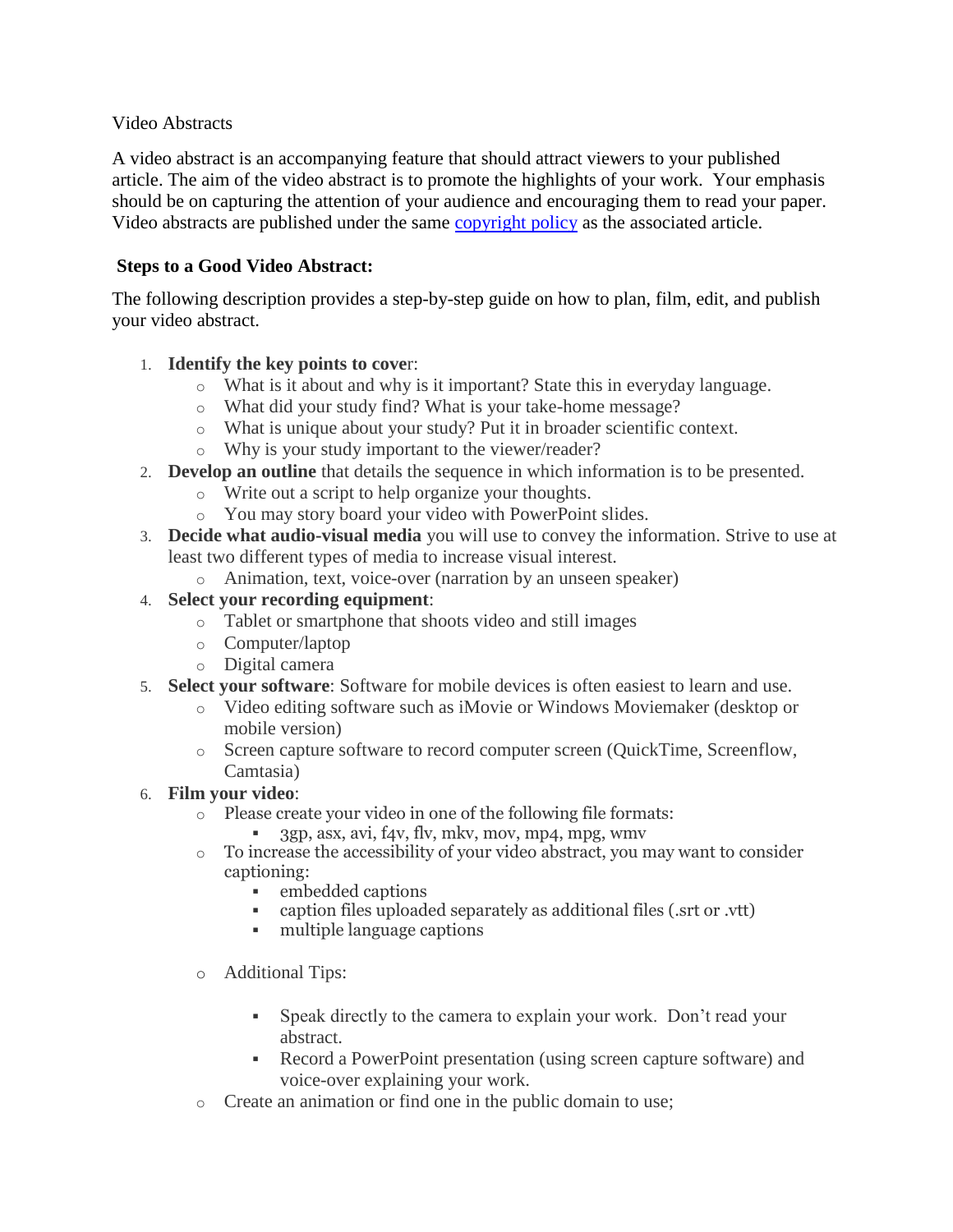# Video Abstracts

A video abstract is an accompanying feature that should attract viewers to your published article. The aim of the video abstract is to promote the highlights of your work. Your emphasis should be on capturing the attention of your audience and encouraging them to read your paper. Video abstracts are published under the same [copyright policy] as the associated article.

## Steps to a Good Video Abstract:

The following description provides a step-by-step guide on how to plan, film, edit, and publish your video abstract.

1. **Identify the key points to cove**r:
    - What is it about and why is it important? State this in everyday language.
    - What did your study find? What is your take-home message?
    - What is unique about your study? Put it in broader scientific context.
    - Why is your study important to the viewer/reader?
2. **Develop an outline** that details the sequence in which information is to be presented.
    - Write out a script to help organize your thoughts.
    - You may story board your video with PowerPoint slides.
3. **Decide what audio-visual media** you will use to convey the information. Strive to use at least two different types of media to increase visual interest.
    - Animation, text, voice-over (narration by an unseen speaker)
4. **Select your recording equipment**:
    - Tablet or smartphone that shoots video and still images
    - Computer/laptop
    - Digital camera
5. **Select your software**: Software for mobile devices is often easiest to learn and use.
    - Video editing software such as iMovie or Windows Moviemaker (desktop or mobile version)
    - Screen capture software to record computer screen (QuickTime, Screenflow, Camtasia)
6. **Film your video**:
    - Please create your video in one of the following file formats:
        - 3gp, asx, avi, f4v, flv, mkv, mov, mp4, mpg, wmv
    - To increase the accessibility of your video abstract, you may want to consider captioning:
        - embedded captions
        - caption files uploaded separately as additional files (.srt or .vtt)
        - multiple language captions
    - Additional Tips:
        - Speak directly to the camera to explain your work. Don't read your abstract.
        - Record a PowerPoint presentation (using screen capture software) and voice-over explaining your work.
    - Create an animation or find one in the public domain to use;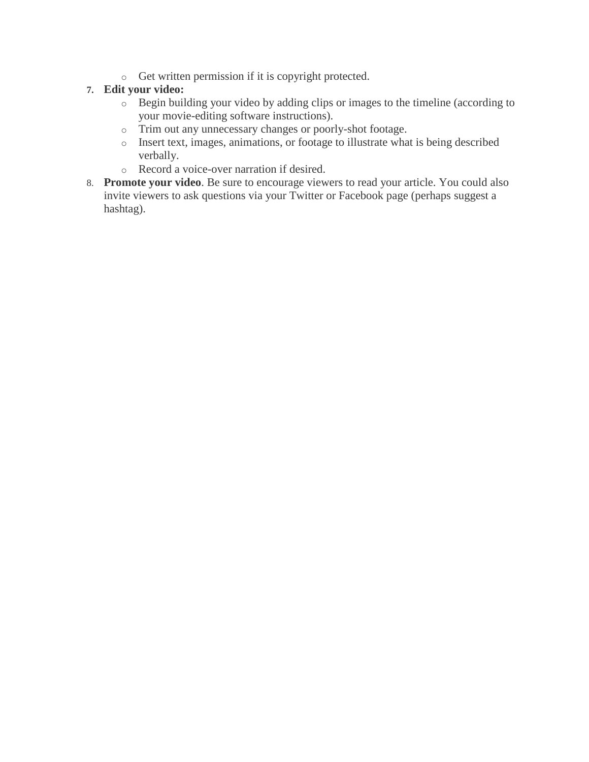- Get written permission if it is copyright protected.

7. **Edit your video:**
    - Begin building your video by adding clips or images to the timeline (according to your movie-editing software instructions).
    - Trim out any unnecessary changes or poorly-shot footage.
    - Insert text, images, animations, or footage to illustrate what is being described verbally.
    - Record a voice-over narration if desired.
8. **Promote your video**. Be sure to encourage viewers to read your article. You could also invite viewers to ask questions via your Twitter or Facebook page (perhaps suggest a hashtag).